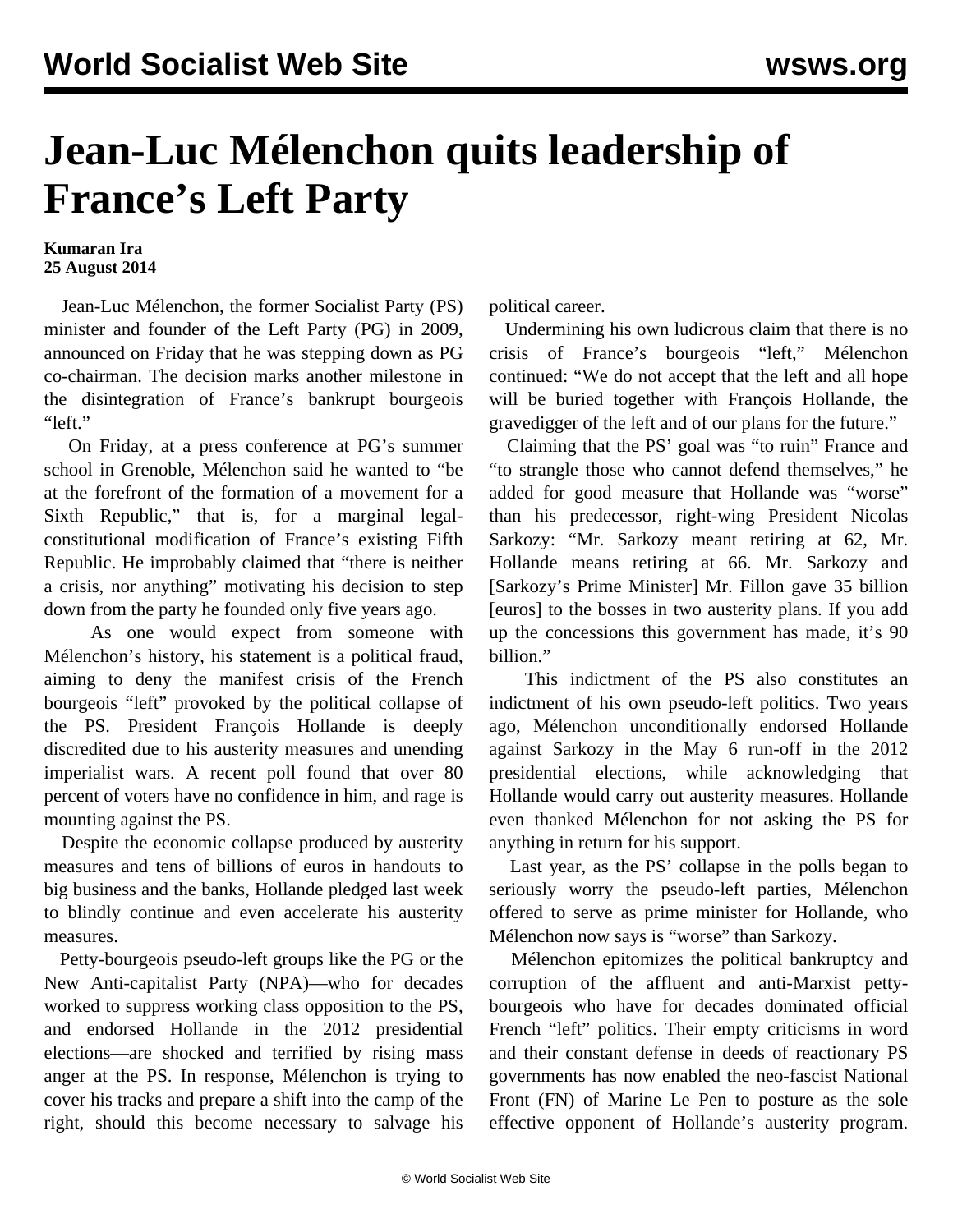# Jean-Luc Mélenchon quits leadership of France's Left Party

**Kumaran Ira**
**25 August 2014**

Jean-Luc Mélenchon, the former Socialist Party (PS) minister and founder of the Left Party (PG) in 2009, announced on Friday that he was stepping down as PG co-chairman. The decision marks another milestone in the disintegration of France's bankrupt bourgeois "left."

On Friday, at a press conference at PG's summer school in Grenoble, Mélenchon said he wanted to "be at the forefront of the formation of a movement for a Sixth Republic," that is, for a marginal legal-constitutional modification of France's existing Fifth Republic. He improbably claimed that "there is neither a crisis, nor anything" motivating his decision to step down from the party he founded only five years ago.

As one would expect from someone with Mélenchon's history, his statement is a political fraud, aiming to deny the manifest crisis of the French bourgeois "left" provoked by the political collapse of the PS. President François Hollande is deeply discredited due to his austerity measures and unending imperialist wars. A recent poll found that over 80 percent of voters have no confidence in him, and rage is mounting against the PS.

Despite the economic collapse produced by austerity measures and tens of billions of euros in handouts to big business and the banks, Hollande pledged last week to blindly continue and even accelerate his austerity measures.

Petty-bourgeois pseudo-left groups like the PG or the New Anti-capitalist Party (NPA)—who for decades worked to suppress working class opposition to the PS, and endorsed Hollande in the 2012 presidential elections—are shocked and terrified by rising mass anger at the PS. In response, Mélenchon is trying to cover his tracks and prepare a shift into the camp of the right, should this become necessary to salvage his political career.

Undermining his own ludicrous claim that there is no crisis of France's bourgeois "left," Mélenchon continued: "We do not accept that the left and all hope will be buried together with François Hollande, the gravedigger of the left and of our plans for the future."

Claiming that the PS' goal was "to ruin" France and "to strangle those who cannot defend themselves," he added for good measure that Hollande was "worse" than his predecessor, right-wing President Nicolas Sarkozy: "Mr. Sarkozy meant retiring at 62, Mr. Hollande means retiring at 66. Mr. Sarkozy and [Sarkozy's Prime Minister] Mr. Fillon gave 35 billion [euros] to the bosses in two austerity plans. If you add up the concessions this government has made, it's 90 billion."

This indictment of the PS also constitutes an indictment of his own pseudo-left politics. Two years ago, Mélenchon unconditionally endorsed Hollande against Sarkozy in the May 6 run-off in the 2012 presidential elections, while acknowledging that Hollande would carry out austerity measures. Hollande even thanked Mélenchon for not asking the PS for anything in return for his support.

Last year, as the PS' collapse in the polls began to seriously worry the pseudo-left parties, Mélenchon offered to serve as prime minister for Hollande, who Mélenchon now says is "worse" than Sarkozy.

Mélenchon epitomizes the political bankruptcy and corruption of the affluent and anti-Marxist petty-bourgeois who have for decades dominated official French "left" politics. Their empty criticisms in word and their constant defense in deeds of reactionary PS governments has now enabled the neo-fascist National Front (FN) of Marine Le Pen to posture as the sole effective opponent of Hollande's austerity program.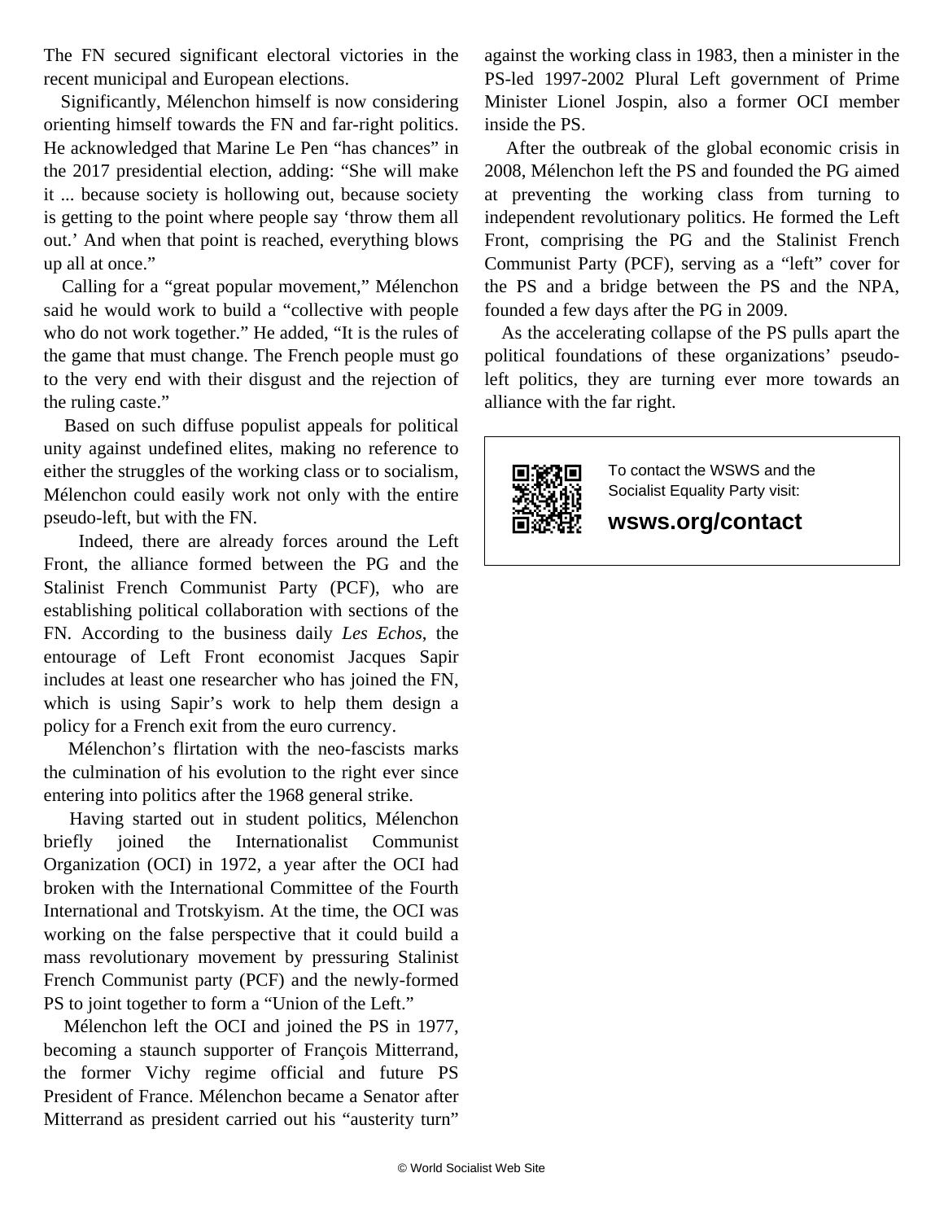The FN secured significant electoral victories in the recent municipal and European elections.

Significantly, Mélenchon himself is now considering orienting himself towards the FN and far-right politics. He acknowledged that Marine Le Pen "has chances" in the 2017 presidential election, adding: "She will make it ... because society is hollowing out, because society is getting to the point where people say 'throw them all out.' And when that point is reached, everything blows up all at once."

Calling for a "great popular movement," Mélenchon said he would work to build a "collective with people who do not work together." He added, "It is the rules of the game that must change. The French people must go to the very end with their disgust and the rejection of the ruling caste."

Based on such diffuse populist appeals for political unity against undefined elites, making no reference to either the struggles of the working class or to socialism, Mélenchon could easily work not only with the entire pseudo-left, but with the FN.

Indeed, there are already forces around the Left Front, the alliance formed between the PG and the Stalinist French Communist Party (PCF), who are establishing political collaboration with sections of the FN. According to the business daily *Les Echos*, the entourage of Left Front economist Jacques Sapir includes at least one researcher who has joined the FN, which is using Sapir's work to help them design a policy for a French exit from the euro currency.

Mélenchon's flirtation with the neo-fascists marks the culmination of his evolution to the right ever since entering into politics after the 1968 general strike.

Having started out in student politics, Mélenchon briefly joined the Internationalist Communist Organization (OCI) in 1972, a year after the OCI had broken with the International Committee of the Fourth International and Trotskyism. At the time, the OCI was working on the false perspective that it could build a mass revolutionary movement by pressuring Stalinist French Communist party (PCF) and the newly-formed PS to joint together to form a "Union of the Left."

Mélenchon left the OCI and joined the PS in 1977, becoming a staunch supporter of François Mitterrand, the former Vichy regime official and future PS President of France. Mélenchon became a Senator after Mitterrand as president carried out his "austerity turn" against the working class in 1983, then a minister in the PS-led 1997-2002 Plural Left government of Prime Minister Lionel Jospin, also a former OCI member inside the PS.

After the outbreak of the global economic crisis in 2008, Mélenchon left the PS and founded the PG aimed at preventing the working class from turning to independent revolutionary politics. He formed the Left Front, comprising the PG and the Stalinist French Communist Party (PCF), serving as a "left" cover for the PS and a bridge between the PS and the NPA, founded a few days after the PG in 2009.

As the accelerating collapse of the PS pulls apart the political foundations of these organizations' pseudo-left politics, they are turning ever more towards an alliance with the far right.

To contact the WSWS and the Socialist Equality Party visit:

**wsws.org/contact**